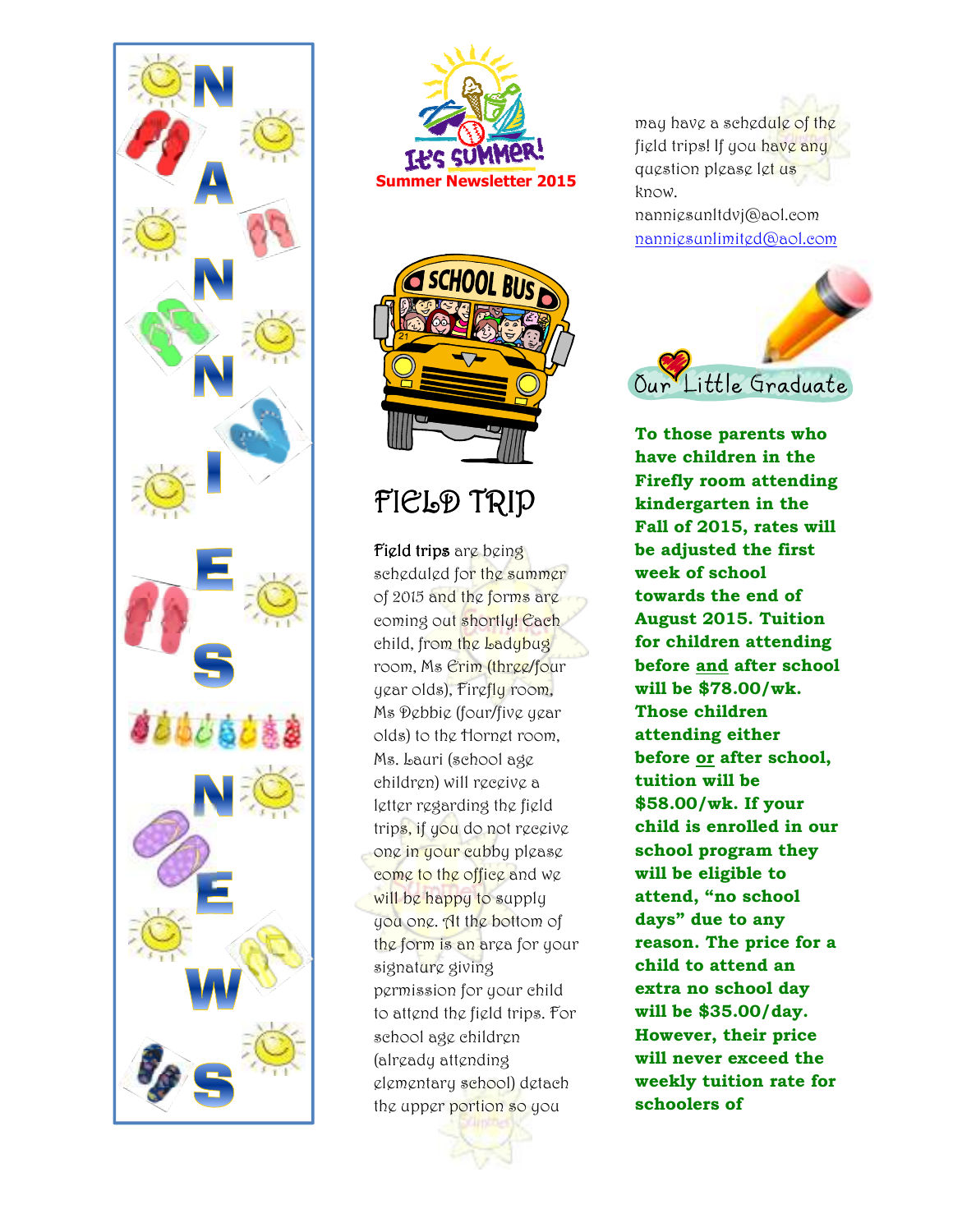# NANNIES NEWS

It's Summer!

**Summer Newsletter 2015**

## FIELD TRIP

Field trips are being scheduled for the summer of 2015 and the forms are coming out shortly! Each child, from the Ladybug room, Ms Erin (three/four year olds), Firefly room, Ms Debbie (four/five year olds) to the Hornet room, Ms. Lauri (school age children) will receive a letter regarding the field trips, if you do not receive one in your cubby please come to the office and we will be happy to supply you one. At the bottom of the form is an area for your signature giving permission for your child to attend the field trips. For school age children (already attending elementary school) detach the upper portion so you may have a schedule of the field trips! If you have any question please let us know.

nanniesunltdvj@aol.com

nanniesunlimited@aol.com

## Our Little Graduate

**To those parents who have children in the Firefly room attending kindergarten in the Fall of 2015, rates will be adjusted the first week of school towards the end of August 2015. Tuition for children attending before and after school will be $78.00/wk. Those children attending either before or after school, tuition will be $58.00/wk. If your child is enrolled in our school program they will be eligible to attend, "no school days" due to any reason. The price for a child to attend an extra no school day will be $35.00/day. However, their price will never exceed the weekly tuition rate for schoolers of**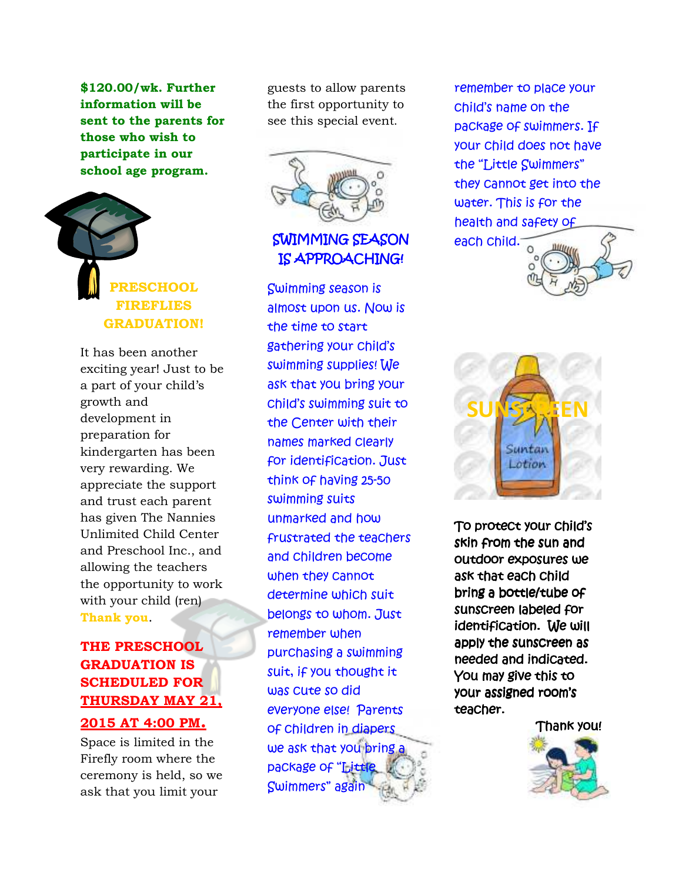**$120.00/wk. Further information will be sent to the parents for those who wish to participate in our school age program.**

## PRESCHOOL FIREFLIES GRADUATION!

It has been another exciting year! Just to be a part of your child's growth and development in preparation for kindergarten has been very rewarding. We appreciate the support and trust each parent has given The Nannies Unlimited Child Center and Preschool Inc., and allowing the teachers the opportunity to work with your child (ren) **Thank you**.

**THE PRESCHOOL GRADUATION IS SCHEDULED FOR <u>THURSDAY MAY 21, 2015 AT 4:00 PM.</u>**

Space is limited in the Firefly room where the ceremony is held, so we ask that you limit your guests to allow parents the first opportunity to see this special event.

## SWIMMING SEASON IS APPROACHING!

Swimming season is almost upon us. Now is the time to start gathering your child's swimming supplies! We ask that you bring your child's swimming suit to the Center with their names marked clearly for identification. Just think of having 25-50 swimming suits unmarked and how frustrated the teachers and children become when they cannot determine which suit belongs to whom. Just remember when purchasing a swimming suit, if you thought it was cute so did everyone else! Parents of children in diapers we ask that you bring a package of "Little Swimmers" again remember to place your child's name on the package of swimmers. If your child does not have the "Little Swimmers" they cannot get into the water. This is for the health and safety of each child.

## SUNSCREEN

To protect your child's skin from the sun and outdoor exposures we ask that each child bring a bottle/tube of sunscreen labeled for identification. We will apply the sunscreen as needed and indicated. You may give this to your assigned room's teacher.

Thank you!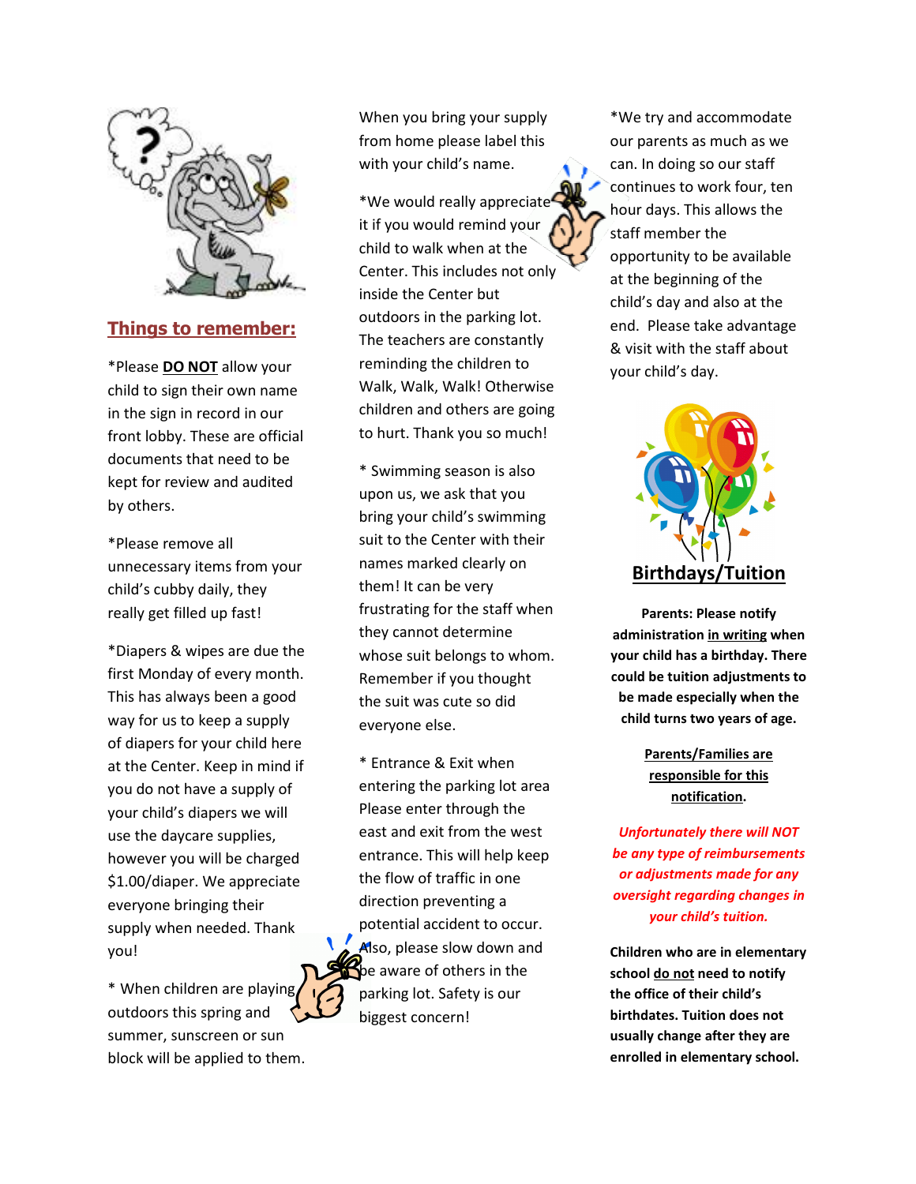## Things to remember:

*Please **DO NOT** allow your child to sign their own name in the sign in record in our front lobby. These are official documents that need to be kept for review and audited by others.

*Please remove all unnecessary items from your child's cubby daily, they really get filled up fast!

*Diapers & wipes are due the first Monday of every month. This has always been a good way for us to keep a supply of diapers for your child here at the Center. Keep in mind if you do not have a supply of your child's diapers we will use the daycare supplies, however you will be charged $1.00/diaper. We appreciate everyone bringing their supply when needed. Thank you!

* When children are playing outdoors this spring and summer, sunscreen or sun block will be applied to them. When you bring your supply from home please label this with your child's name.

*We would really appreciate it if you would remind your child to walk when at the Center. This includes not only inside the Center but outdoors in the parking lot. The teachers are constantly reminding the children to Walk, Walk, Walk! Otherwise children and others are going to hurt. Thank you so much!

* Swimming season is also upon us, we ask that you bring your child's swimming suit to the Center with their names marked clearly on them! It can be very frustrating for the staff when they cannot determine whose suit belongs to whom. Remember if you thought the suit was cute so did everyone else.

* Entrance & Exit when entering the parking lot area Please enter through the east and exit from the west entrance. This will help keep the flow of traffic in one direction preventing a potential accident to occur. Also, please slow down and be aware of others in the parking lot. Safety is our biggest concern!

*We try and accommodate our parents as much as we can. In doing so our staff continues to work four, ten hour days. This allows the staff member the opportunity to be available at the beginning of the child's day and also at the end. Please take advantage & visit with the staff about your child's day.

## Birthdays/Tuition

**Parents: Please notify administration in writing when your child has a birthday. There could be tuition adjustments to be made especially when the child turns two years of age.**

**Parents/Families are responsible for this notification.**

***Unfortunately there will NOT be any type of reimbursements or adjustments made for any oversight regarding changes in your child's tuition.***

**Children who are in elementary school do not need to notify the office of their child's birthdates. Tuition does not usually change after they are enrolled in elementary school.**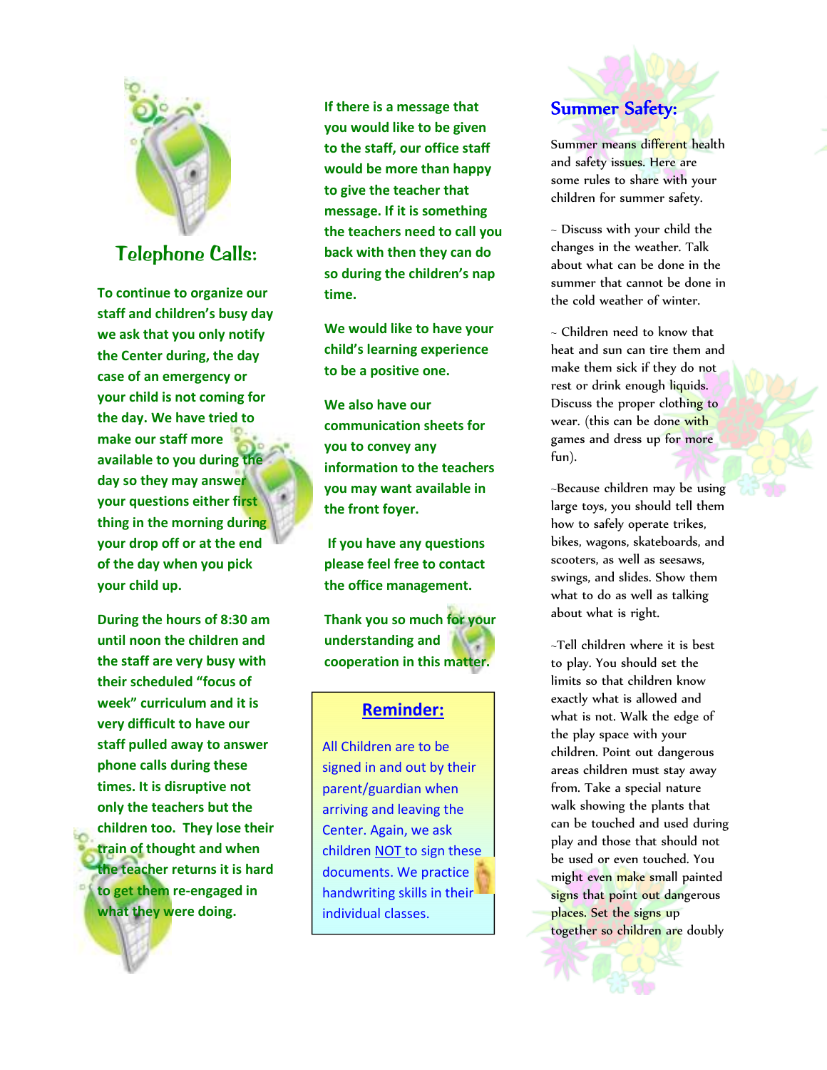## Telephone Calls:

**To continue to organize our staff and children's busy day we ask that you only notify the Center during, the day case of an emergency or your child is not coming for the day. We have tried to make our staff more available to you during the day so they may answer your questions either first thing in the morning during your drop off or at the end of the day when you pick your child up.**

**During the hours of 8:30 am until noon the children and the staff are very busy with their scheduled "focus of week" curriculum and it is very difficult to have our staff pulled away to answer phone calls during these times. It is disruptive not only the teachers but the children too. They lose their train of thought and when the teacher returns it is hard to get them re-engaged in what they were doing.**

**If there is a message that you would like to be given to the staff, our office staff would be more than happy to give the teacher that message. If it is something the teachers need to call you back with then they can do so during the children's nap time.**

**We would like to have your child's learning experience to be a positive one.**

**We also have our communication sheets for you to convey any information to the teachers you may want available in the front foyer.**

**If you have any questions please feel free to contact the office management.**

**Thank you so much for your understanding and cooperation in this matter.**

## Reminder:

All Children are to be signed in and out by their parent/guardian when arriving and leaving the Center. Again, we ask children NOT to sign these documents. We practice handwriting skills in their individual classes.

## Summer Safety:

Summer means different health and safety issues. Here are some rules to share with your children for summer safety.

~ Discuss with your child the changes in the weather. Talk about what can be done in the summer that cannot be done in the cold weather of winter.

~ Children need to know that heat and sun can tire them and make them sick if they do not rest or drink enough liquids. Discuss the proper clothing to wear. (this can be done with games and dress up for more fun).

~Because children may be using large toys, you should tell them how to safely operate trikes, bikes, wagons, skateboards, and scooters, as well as seesaws, swings, and slides. Show them what to do as well as talking about what is right.

~Tell children where it is best to play. You should set the limits so that children know exactly what is allowed and what is not. Walk the edge of the play space with your children. Point out dangerous areas children must stay away from. Take a special nature walk showing the plants that can be touched and used during play and those that should not be used or even touched. You might even make small painted signs that point out dangerous places. Set the signs up together so children are doubly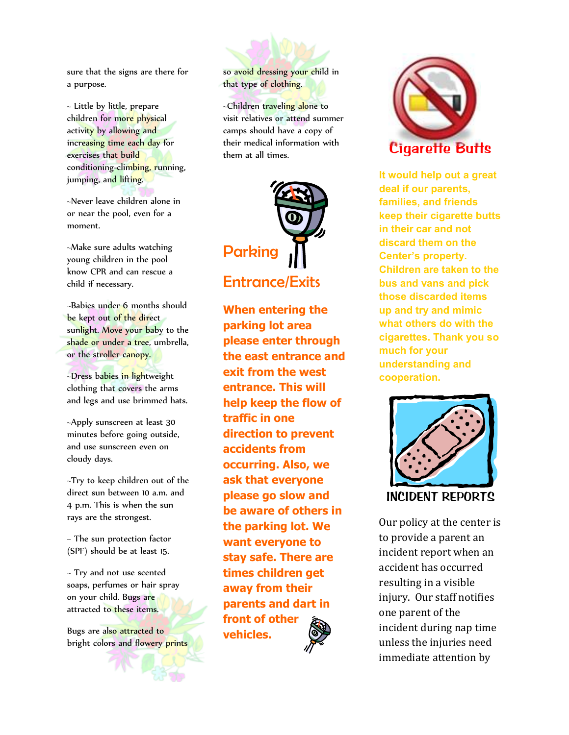sure that the signs are there for a purpose.

~ Little by little, prepare children for more physical activity by allowing and increasing time each day for exercises that build conditioning-climbing, running, jumping, and lifting.

~Never leave children alone in or near the pool, even for a moment.

~Make sure adults watching young children in the pool know CPR and can rescue a child if necessary.

~Babies under 6 months should be kept out of the direct sunlight. Move your baby to the shade or under a tree, umbrella, or the stroller canopy.

~Dress babies in lightweight clothing that covers the arms and legs and use brimmed hats.

~Apply sunscreen at least 30 minutes before going outside, and use sunscreen even on cloudy days.

~Try to keep children out of the direct sun between 10 a.m. and 4 p.m. This is when the sun rays are the strongest.

~ The sun protection factor (SPF) should be at least 15.

~ Try and not use scented soaps, perfumes or hair spray on your child. Bugs are attracted to these items.

Bugs are also attracted to bright colors and flowery prints so avoid dressing your child in that type of clothing.

~Children traveling alone to visit relatives or attend summer camps should have a copy of their medical information with them at all times.

## Parking Entrance/Exits

**When entering the parking lot area please enter through the east entrance and exit from the west entrance. This will help keep the flow of traffic in one direction to prevent accidents from occurring. Also, we ask that everyone please go slow and be aware of others in the parking lot. We want everyone to stay safe. There are times children get away from their parents and dart in front of other vehicles.**

## Cigarette Butts

**It would help out a great deal if our parents, families, and friends keep their cigarette butts in their car and not discard them on the Center's property. Children are taken to the bus and vans and pick those discarded items up and try and mimic what others do with the cigarettes. Thank you so much for your understanding and cooperation.**

## INCIDENT REPORTS

Our policy at the center is to provide a parent an incident report when an accident has occurred resulting in a visible injury. Our staff notifies one parent of the incident during nap time unless the injuries need immediate attention by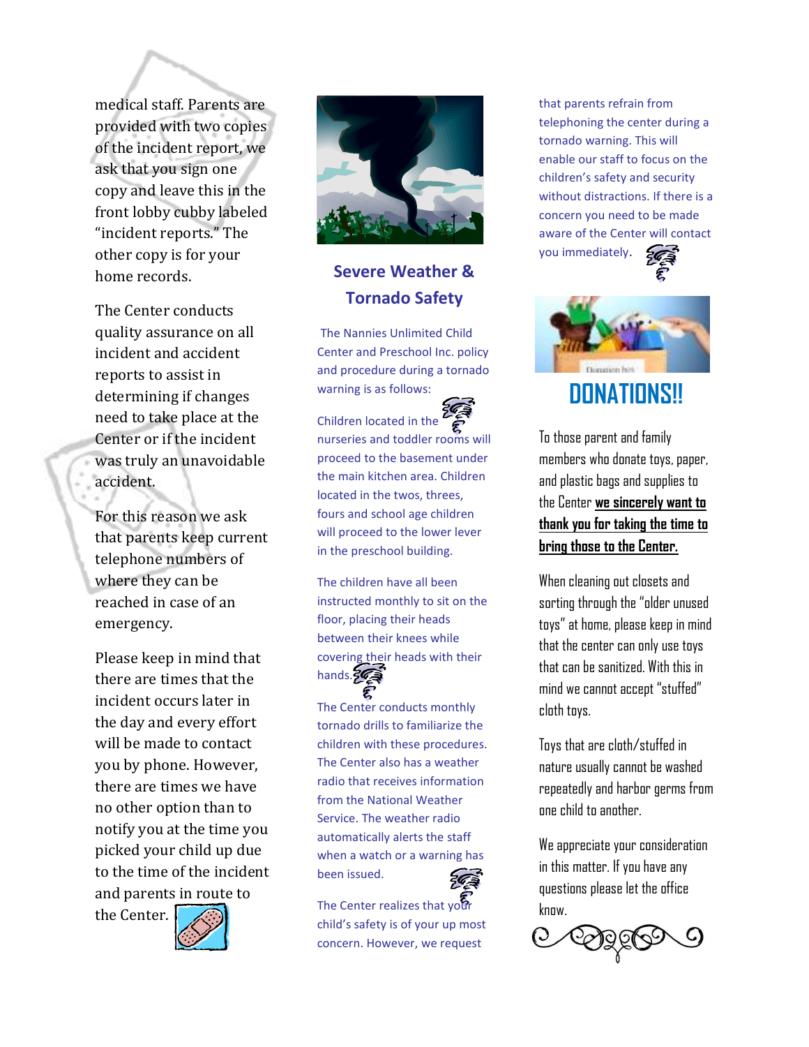medical staff. Parents are provided with two copies of the incident report, we ask that you sign one copy and leave this in the front lobby cubby labeled "incident reports." The other copy is for your home records.

The Center conducts quality assurance on all incident and accident reports to assist in determining if changes need to take place at the Center or if the incident was truly an unavoidable accident.

For this reason we ask that parents keep current telephone numbers of where they can be reached in case of an emergency.

Please keep in mind that there are times that the incident occurs later in the day and every effort will be made to contact you by phone. However, there are times we have no other option than to notify you at the time you picked your child up due to the time of the incident and parents in route to the Center.

## Severe Weather & Tornado Safety

The Nannies Unlimited Child Center and Preschool Inc. policy and procedure during a tornado warning is as follows:

Children located in the nurseries and toddler rooms will proceed to the basement under the main kitchen area. Children located in the twos, threes, fours and school age children will proceed to the lower lever in the preschool building.

The children have all been instructed monthly to sit on the floor, placing their heads between their knees while covering their heads with their hands.

The Center conducts monthly tornado drills to familiarize the children with these procedures. The Center also has a weather radio that receives information from the National Weather Service. The weather radio automatically alerts the staff when a watch or a warning has been issued.

The Center realizes that your child's safety is of your up most concern. However, we request that parents refrain from telephoning the center during a tornado warning. This will enable our staff to focus on the children's safety and security without distractions. If there is a concern you need to be made aware of the Center will contact you immediately.

## DONATIONS!!

To those parent and family members who donate toys, paper, and plastic bags and supplies to the Center **we sincerely want to thank you for taking the time to bring those to the Center.**

When cleaning out closets and sorting through the "older unused toys" at home, please keep in mind that the center can only use toys that can be sanitized. With this in mind we cannot accept "stuffed" cloth toys.

Toys that are cloth/stuffed in nature usually cannot be washed repeatedly and harbor germs from one child to another.

We appreciate your consideration in this matter. If you have any questions please let the office know.